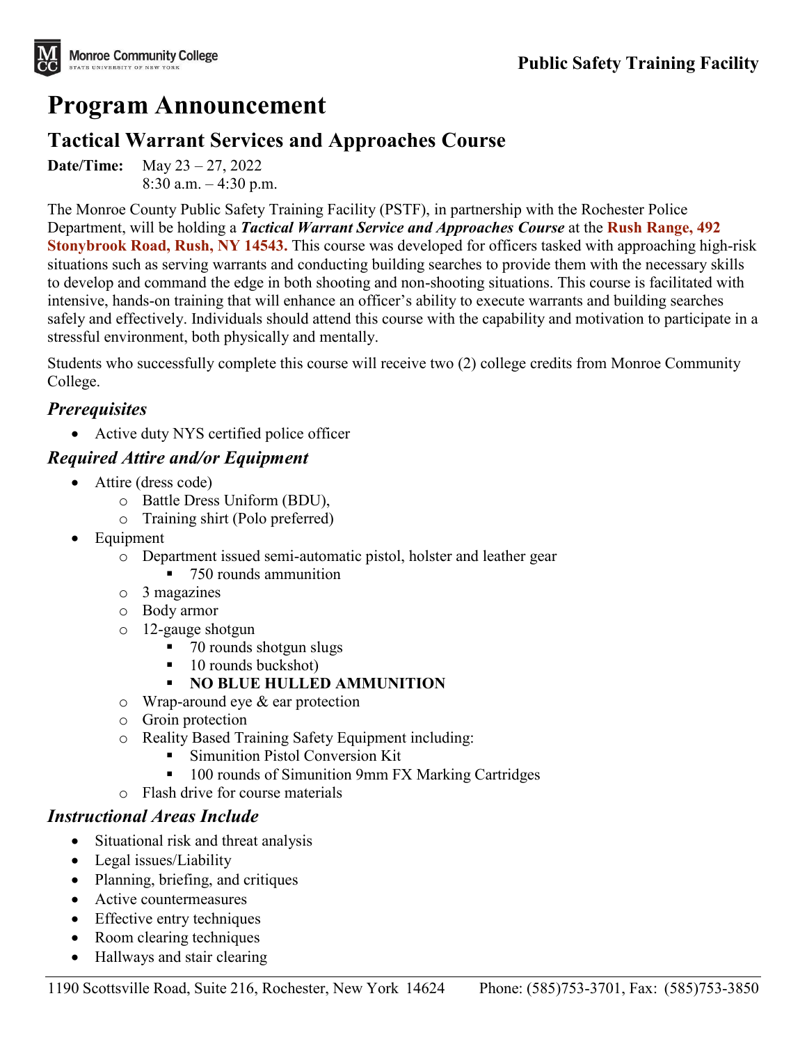Monroe Community College
STATE UNIVERSITY OF NEW YORK

**Public Safety Training Facility**

# Program Announcement

## Tactical Warrant Services and Approaches Course

**Date/Time:** May 23 – 27, 2022
8:30 a.m. – 4:30 p.m.

The Monroe County Public Safety Training Facility (PSTF), in partnership with the Rochester Police Department, will be holding a ***Tactical Warrant Service and Approaches Course*** at the **Rush Range, 492 Stonybrook Road, Rush, NY 14543.** This course was developed for officers tasked with approaching high-risk situations such as serving warrants and conducting building searches to provide them with the necessary skills to develop and command the edge in both shooting and non-shooting situations. This course is facilitated with intensive, hands-on training that will enhance an officer's ability to execute warrants and building searches safely and effectively. Individuals should attend this course with the capability and motivation to participate in a stressful environment, both physically and mentally.

Students who successfully complete this course will receive two (2) college credits from Monroe Community College.

### *Prerequisites*

- Active duty NYS certified police officer

### *Required Attire and/or Equipment*

- Attire (dress code)
  - Battle Dress Uniform (BDU),
  - Training shirt (Polo preferred)
- Equipment
  - Department issued semi-automatic pistol, holster and leather gear
    - 750 rounds ammunition
  - 3 magazines
  - Body armor
  - 12-gauge shotgun
    - 70 rounds shotgun slugs
    - 10 rounds buckshot)
    - **NO BLUE HULLED AMMUNITION**
  - Wrap-around eye & ear protection
  - Groin protection
  - Reality Based Training Safety Equipment including:
    - Simunition Pistol Conversion Kit
    - 100 rounds of Simunition 9mm FX Marking Cartridges
  - Flash drive for course materials

### *Instructional Areas Include*

- Situational risk and threat analysis
- Legal issues/Liability
- Planning, briefing, and critiques
- Active countermeasures
- Effective entry techniques
- Room clearing techniques
- Hallways and stair clearing

1190 Scottsville Road, Suite 216, Rochester, New York 14624 Phone: (585)753-3701, Fax: (585)753-3850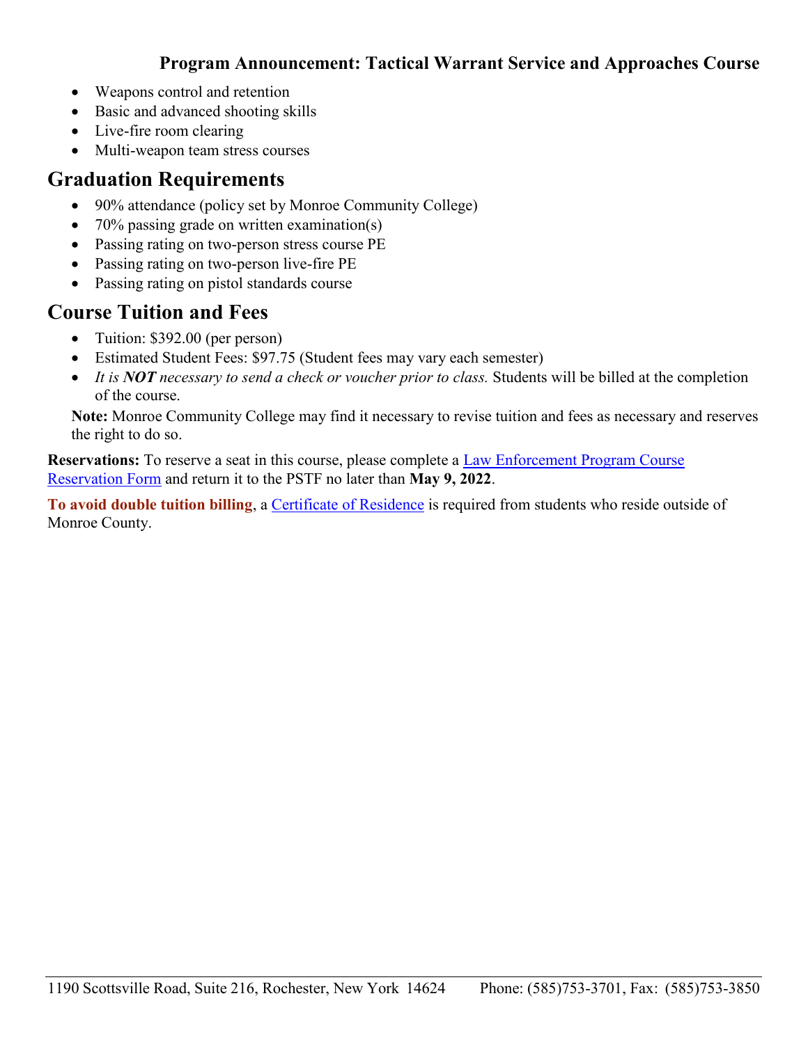- Weapons control and retention
- Basic and advanced shooting skills
- Live-fire room clearing
- Multi-weapon team stress courses

## Graduation Requirements

- 90% attendance (policy set by Monroe Community College)
- 70% passing grade on written examination(s)
- Passing rating on two-person stress course PE
- Passing rating on two-person live-fire PE
- Passing rating on pistol standards course

## Course Tuition and Fees

- Tuition: $392.00 (per person)
- Estimated Student Fees: $97.75 (Student fees may vary each semester)
- *It is **NOT** necessary to send a check or voucher prior to class.* Students will be billed at the completion of the course.

**Note:** Monroe Community College may find it necessary to revise tuition and fees as necessary and reserves the right to do so.

**Reservations:** To reserve a seat in this course, please complete a Law Enforcement Program Course Reservation Form and return it to the PSTF no later than **May 9, 2022**.

**To avoid double tuition billing**, a Certificate of Residence is required from students who reside outside of Monroe County.